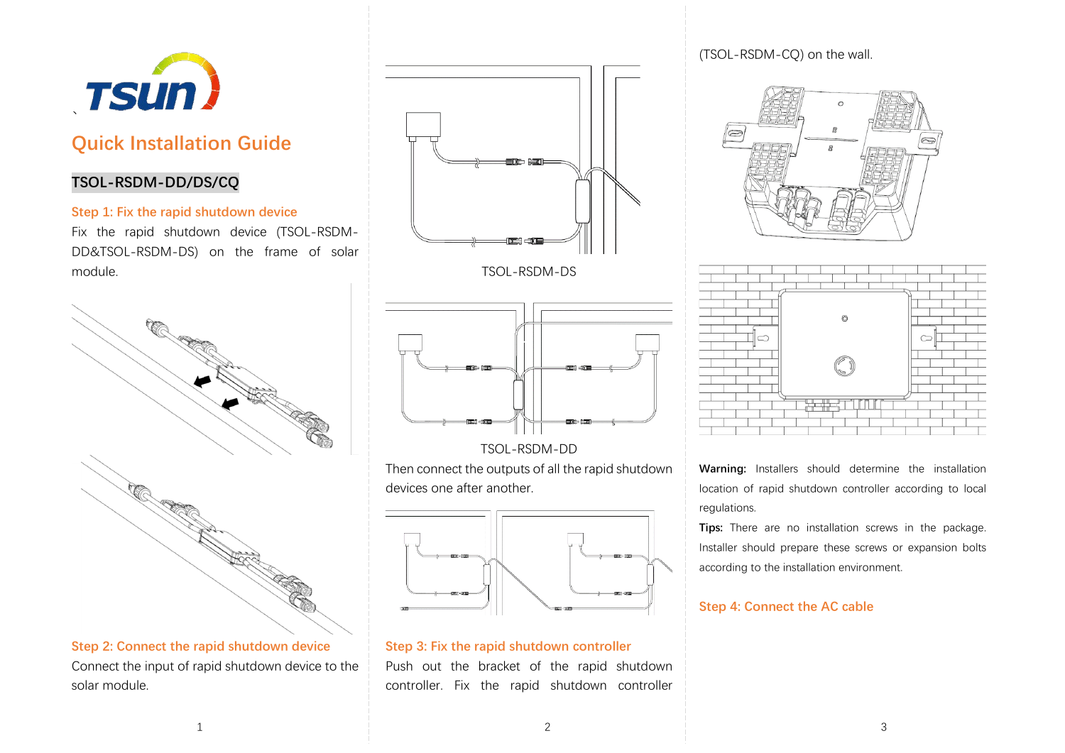# Quick Installation Guide

## TSOL-RSDM-DD/DS/CQ

### Step 1: Fix the rapid shutdown device

Fix the rapid shutdown device (TSOL-RSDM-DD&TSOL-RSDM-DS) on the frame of solar module.

### Step 2: Connect the rapid shutdown device

Connect the input of rapid shutdown device to the solar module.

TSOL-RSDM-DS

TSOL-RSDM-DD

Then connect the outputs of all the rapid shutdown devices one after another.

### Step 3: Fix the rapid shutdown controller

Push out the bracket of the rapid shutdown controller. Fix the rapid shutdown controller (TSOL-RSDM-CQ) on the wall.

**Warning:** Installers should determine the installation location of rapid shutdown controller according to local regulations.

**Tips:** There are no installation screws in the package. Installer should prepare these screws or expansion bolts according to the installation environment.

### Step 4: Connect the AC cable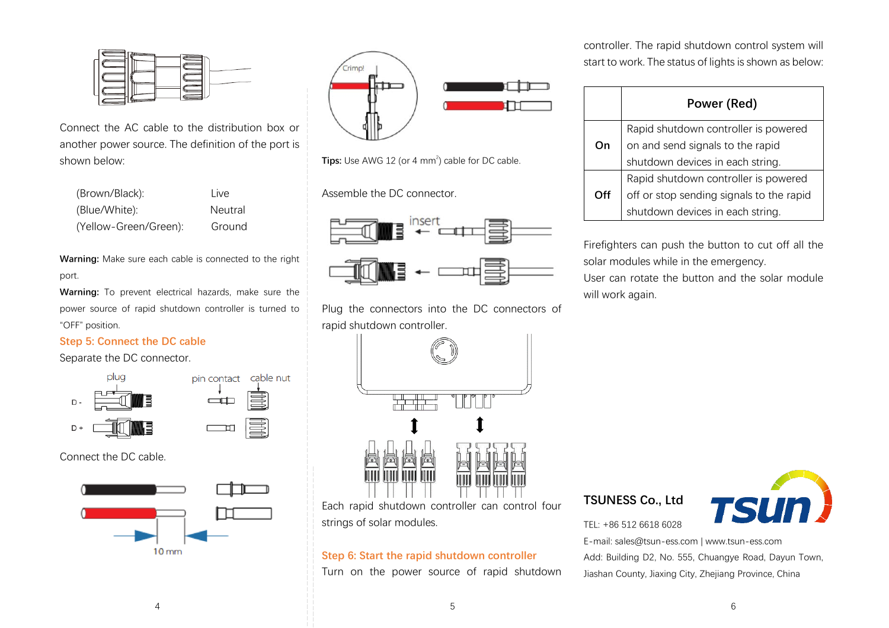Connect the AC cable to the distribution box or another power source. The definition of the port is shown below:

| | |
|---|---|
| (Brown/Black): | Live |
| (Blue/White): | Neutral |
| (Yellow-Green/Green): | Ground |

**Warning:** Make sure each cable is connected to the right port.

**Warning:** To prevent electrical hazards, make sure the power source of rapid shutdown controller is turned to "OFF" position.

## Step 5: Connect the DC cable

Separate the DC connector.

plug

pin contact

cable nut

D -

D +

Connect the DC cable.

10 mm

Crimp!

**Tips:** Use AWG 12 (or 4 $mm^2$) cable for DC cable.

Assemble the DC connector.

insert

Plug the connectors into the DC connectors of rapid shutdown controller.

Each rapid shutdown controller can control four strings of solar modules.

## Step 6: Start the rapid shutdown controller

Turn on the power source of rapid shutdown controller. The rapid shutdown control system will start to work. The status of lights is shown as below:

| | Power (Red) |
|---|---|
| On | Rapid shutdown controller is powered on and send signals to the rapid shutdown devices in each string. |
| Off | Rapid shutdown controller is powered off or stop sending signals to the rapid shutdown devices in each string. |

Firefighters can push the button to cut off all the solar modules while in the emergency.

User can rotate the button and the solar module will work again.

**TSUNESS Co., Ltd**

TEL: +86 512 6618 6028

E-mail: sales@tsun-ess.com | www.tsun-ess.com

Add: Building D2, No. 555, Chuangye Road, Dayun Town, Jiashan County, Jiaxing City, Zhejiang Province, China